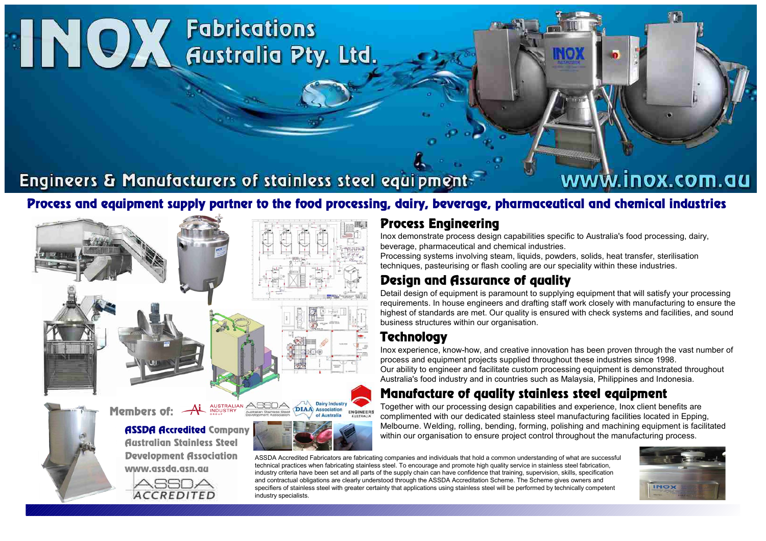# INOX Fabrications Australia Pty. Ltd.

Engineers & Manufacturers of stainless steel equipment

www.inox.com.au

## Process and equipment supply partner to the food processing, dairy, beverage, pharmaceutical and chemical industries

## Process Engineering

Inox demonstrate process design capabilities specific to Australia's food processing, dairy, beverage, pharmaceutical and chemical industries.

Processing systems involving steam, liquids, powders, solids, heat transfer, sterilisation techniques, pasteurising or flash cooling are our speciality within these industries.

## Design and Assurance of quality

Detail design of equipment is paramount to supplying equipment that will satisfy your processing requirements. In house engineers and drafting staff work closely with manufacturing to ensure the highest of standards are met. Our quality is ensured with check systems and facilities, and sound business structures within our organisation.

## Technology

Inox experience, know-how, and creative innovation has been proven through the vast number of process and equipment projects supplied throughout these industries since 1998.

Our ability to engineer and facilitate custom processing equipment is demonstrated throughout Australia's food industry and in countries such as Malaysia, Philippines and Indonesia.

## Manufacture of quality stainless steel equipment

Together with our processing design capabilities and experience, Inox client benefits are complimented with our dedicated stainless steel manufacturing facilities located in Epping, Melbourne. Welding, rolling, bending, forming, polishing and machining equipment is facilitated within our organisation to ensure project control throughout the manufacturing process.

**Members of:** Australian Industry Group, ASSDA Australian Stainless Steel Development Association, DIAA Dairy Industry Association of Australia, Engineers Australia

**ASSDA Accredited Company**
Australian Stainless Steel Development Association
www.assda.asn.au

ASSDA ACCREDITED

ASSDA Accredited Fabricators are fabricating companies and individuals that hold a common understanding of what are successful technical practices when fabricating stainless steel. To encourage and promote high quality service in stainless steel fabrication, industry criteria have been set and all parts of the supply chain can have confidence that training, supervision, skills, specification and contractual obligations are clearly understood through the ASSDA Accreditation Scheme. The Scheme gives owners and specifiers of stainless steel with greater certainty that applications using stainless steel will be performed by technically competent industry specialists.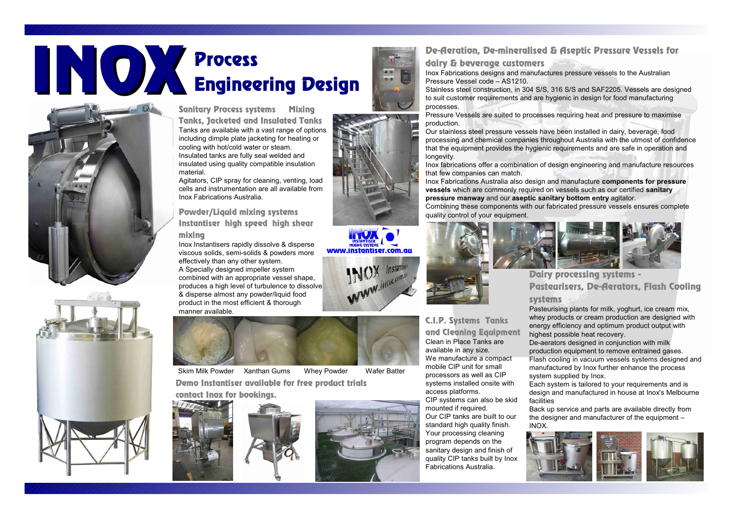# INOX Process Engineering Design

## Sanitary Process systems Mixing Tanks, Jacketed and Insulated Tanks

Tanks are available with a vast range of options including dimple plate jacketing for heating or cooling with hot/cold water or steam.
Insulated tanks are fully seal welded and insulated using quality compatible insulation material.
Agitators, CIP spray for cleaning, venting, load cells and instrumentation are all available from Inox Fabrications Australia.

## Powder/Liquid mixing systems Instantiser high speed high shear mixing

Inox Instantisers rapidly dissolve & disperse viscous solids, semi-solids & powders more effectively than any other system.
A Specially designed impeller system combined with an appropriate vessel shape, produces a high level of turbulence to dissolve & disperse almost any powder/liquid food product in the most efficient & thorough manner available.

www.instantiser.com.au

Skim Milk Powder    Xanthan Gums    Whey Powder    Wafer Batter

**Demo Instantiser available for free product trials contact Inox for bookings.**

## De-Aeration, De-mineralised & Aseptic Pressure Vessels for dairy & beverage customers

Inox Fabrications designs and manufactures pressure vessels to the Australian Pressure Vessel code – AS1210.
Stainless steel construction, in 304 S/S, 316 S/S and SAF2205. Vessels are designed to suit customer requirements and are hygienic in design for food manufacturing processes.
Pressure Vessels are suited to processes requiring heat and pressure to maximise production.
Our stainless steel pressure vessels have been installed in dairy, beverage, food processing and chemical companies throughout Australia with the utmost of confidence that the equipment provides the hygienic requirements and are safe in operation and longevity.
Inox fabrications offer a combination of design engineering and manufacture resources that few companies can match.
Inox Fabrications Australia also design and manufacture **components for pressure vessels** which are commonly required on vessels such as our certified **sanitary pressure manway** and our **aseptic sanitary bottom entry** agitator.
Combining these components with our fabricated pressure vessels ensures complete quality control of your equipment.

## C.I.P. Systems Tanks and Cleaning Equipment

Clean in Place Tanks are available in any size.
We manufacture a compact mobile CIP unit for small processors as well as CIP systems installed onsite with access platforms.
CIP systems can also be skid mounted if required.
Our CIP tanks are built to our standard high quality finish.
Your processing cleaning program depends on the sanitary design and finish of quality CIP tanks built by Inox Fabrications Australia.

## Dairy processing systems - Pasteurisers, De-Aerators, Flash Cooling systems

Pasteurising plants for milk, yoghurt, ice cream mix, whey products or cream production are designed with energy efficiency and optimum product output with highest possible heat recovery.
De-aerators designed in conjunction with milk production equipment to remove entrained gases.
Flash cooling in vacuum vessels systems designed and manufactured by Inox further enhance the process system supplied by Inox.
Each system is tailored to your requirements and is design and manufactured in house at Inox's Melbourne facilities
Back up service and parts are available directly from the designer and manufacturer of the equipment – INOX.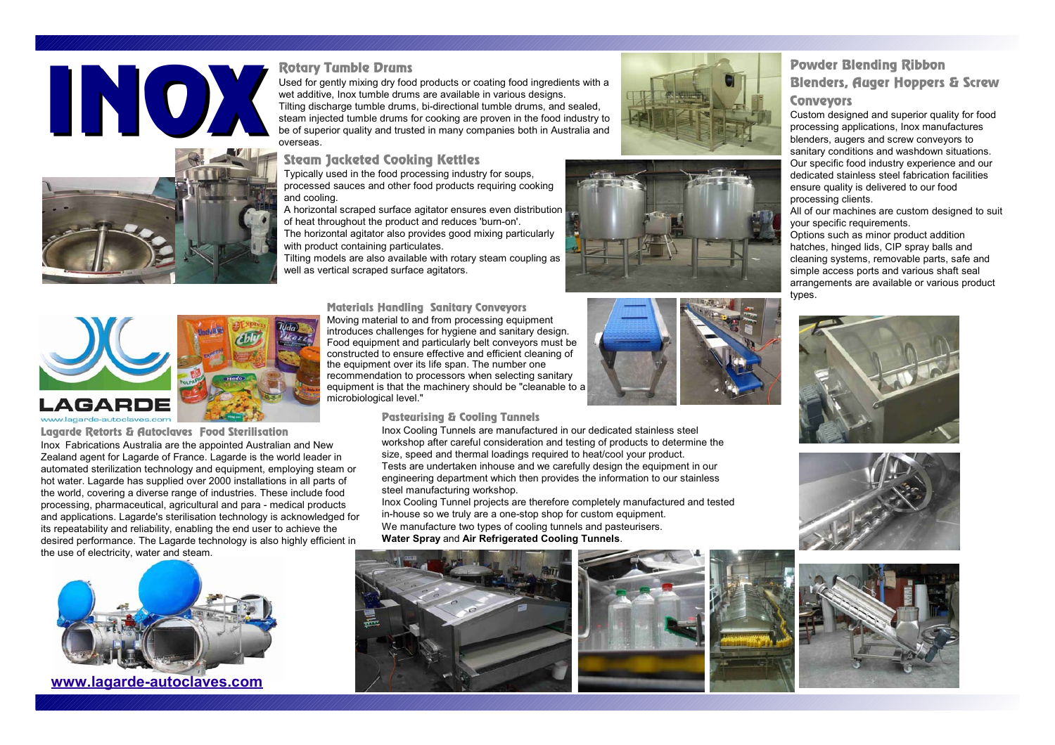# INOX

## Rotary Tumble Drums

Used for gently mixing dry food products or coating food ingredients with a wet additive, Inox tumble drums are available in various designs.
Tilting discharge tumble drums, bi-directional tumble drums, and sealed, steam injected tumble drums for cooking are proven in the food industry to be of superior quality and trusted in many companies both in Australia and overseas.

## Steam Jacketed Cooking Kettles

Typically used in the food processing industry for soups, processed sauces and other food products requiring cooking and cooling.
A horizontal scraped surface agitator ensures even distribution of heat throughout the product and reduces 'burn-on'.
The horizontal agitator also provides good mixing particularly with product containing particulates.
Tilting models are also available with rotary steam coupling as well as vertical scraped surface agitators.

## Powder Blending Ribbon Blenders, Auger Hoppers & Screw Conveyors

Custom designed and superior quality for food processing applications, Inox manufactures blenders, augers and screw conveyors to sanitary conditions and washdown situations. Our specific food industry experience and our dedicated stainless steel fabrication facilities ensure quality is delivered to our food processing clients.
All of our machines are custom designed to suit your specific requirements.
Options such as minor product addition hatches, hinged lids, CIP spray balls and cleaning systems, removable parts, safe and simple access ports and various shaft seal arrangements are available or various product types.

## Materials Handling Sanitary Conveyors

Moving material to and from processing equipment introduces challenges for hygiene and sanitary design. Food equipment and particularly belt conveyors must be constructed to ensure effective and efficient cleaning of the equipment over its life span. The number one recommendation to processors when selecting sanitary equipment is that the machinery should be "cleanable to a microbiological level."

LAGARDE
www.lagarde-autoclaves.com

## Lagarde Retorts & Autoclaves Food Sterilisation

Inox Fabrications Australia are the appointed Australian and New Zealand agent for Lagarde of France. Lagarde is the world leader in automated sterilization technology and equipment, employing steam or hot water. Lagarde has supplied over 2000 installations in all parts of the world, covering a diverse range of industries. These include food processing, pharmaceutical, agricultural and para - medical products and applications. Lagarde's sterilisation technology is acknowledged for its repeatability and reliability, enabling the end user to achieve the desired performance. The Lagarde technology is also highly efficient in the use of electricity, water and steam.

[www.lagarde-autoclaves.com](http://www.lagarde-autoclaves.com)

## Pasteurising & Cooling Tunnels

Inox Cooling Tunnels are manufactured in our dedicated stainless steel workshop after careful consideration and testing of products to determine the size, speed and thermal loadings required to heat/cool your product.
Tests are undertaken inhouse and we carefully design the equipment in our engineering department which then provides the information to our stainless steel manufacturing workshop.
Inox Cooling Tunnel projects are therefore completely manufactured and tested in-house so we truly are a one-stop shop for custom equipment.
We manufacture two types of cooling tunnels and pasteurisers.
**Water Spray** and **Air Refrigerated Cooling Tunnels**.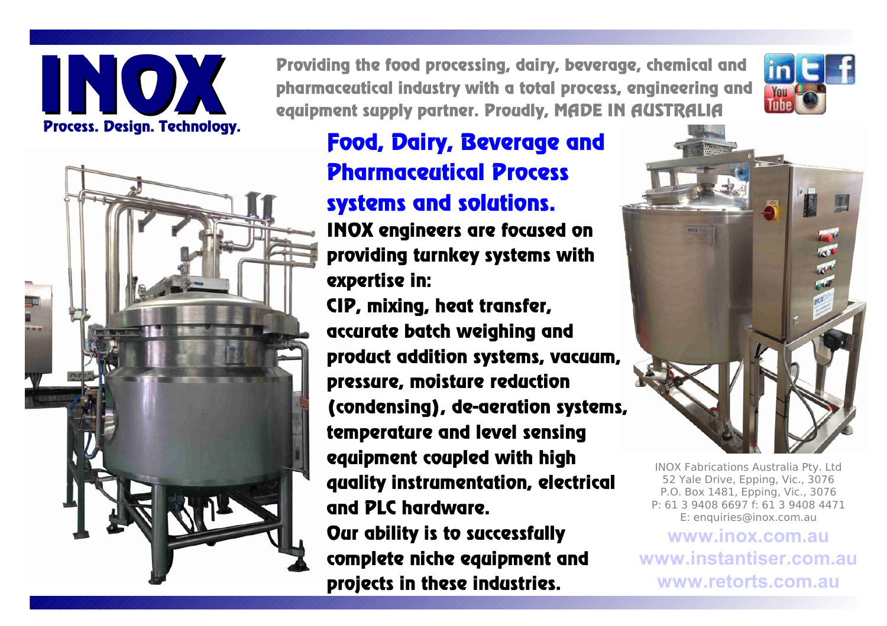# INOX

**Process. Design. Technology.**

Providing the food processing, dairy, beverage, chemical and pharmaceutical industry with a total process, engineering and equipment supply partner. Proudly, MADE IN AUSTRALIA

## Food, Dairy, Beverage and Pharmaceutical Process systems and solutions.

**INOX engineers are focused on providing turnkey systems with expertise in:**

**CIP, mixing, heat transfer, accurate batch weighing and product addition systems, vacuum, pressure, moisture reduction (condensing), de-aeration systems, temperature and level sensing equipment coupled with high quality instrumentation, electrical and PLC hardware.**

**Our ability is to successfully complete niche equipment and projects in these industries.**

INOX Fabrications Australia Pty. Ltd
52 Yale Drive, Epping, Vic., 3076
P.O. Box 1481, Epping, Vic., 3076
P: 61 3 9408 6697 f: 61 3 9408 4471
E: enquiries@inox.com.au

**www.inox.com.au**
**www.instantiser.com.au**
**www.retorts.com.au**